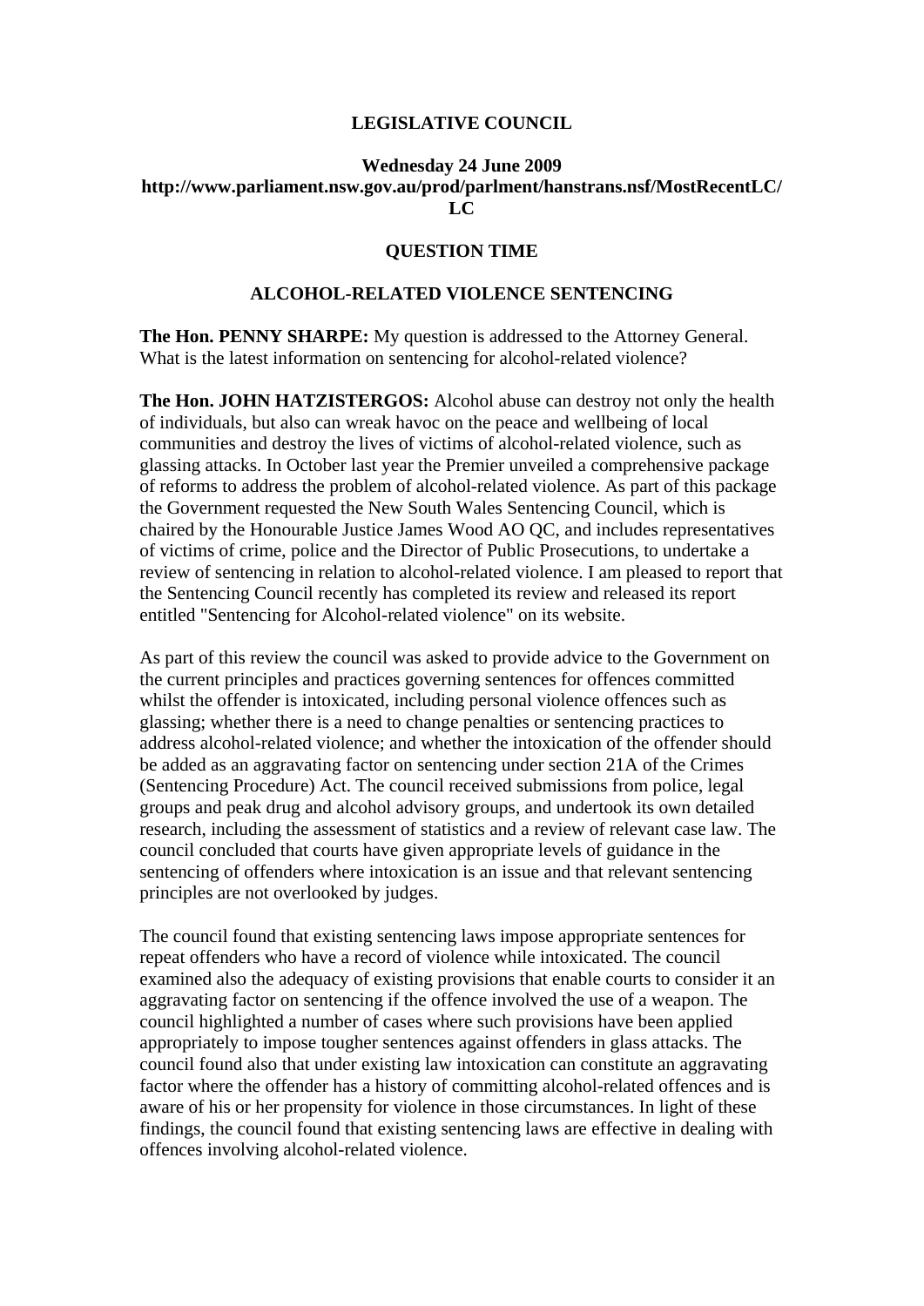**LEGISLATIVE COUNCIL**

**Wednesday 24 June 2009**
**http://www.parliament.nsw.gov.au/prod/parlment/hanstrans.nsf/MostRecentLC/LC**

## QUESTION TIME

## ALCOHOL-RELATED VIOLENCE SENTENCING

**The Hon. PENNY SHARPE:** My question is addressed to the Attorney General. What is the latest information on sentencing for alcohol-related violence?

**The Hon. JOHN HATZISTERGOS:** Alcohol abuse can destroy not only the health of individuals, but also can wreak havoc on the peace and wellbeing of local communities and destroy the lives of victims of alcohol-related violence, such as glassing attacks. In October last year the Premier unveiled a comprehensive package of reforms to address the problem of alcohol-related violence. As part of this package the Government requested the New South Wales Sentencing Council, which is chaired by the Honourable Justice James Wood AO QC, and includes representatives of victims of crime, police and the Director of Public Prosecutions, to undertake a review of sentencing in relation to alcohol-related violence. I am pleased to report that the Sentencing Council recently has completed its review and released its report entitled "Sentencing for Alcohol-related violence" on its website.

As part of this review the council was asked to provide advice to the Government on the current principles and practices governing sentences for offences committed whilst the offender is intoxicated, including personal violence offences such as glassing; whether there is a need to change penalties or sentencing practices to address alcohol-related violence; and whether the intoxication of the offender should be added as an aggravating factor on sentencing under section 21A of the Crimes (Sentencing Procedure) Act. The council received submissions from police, legal groups and peak drug and alcohol advisory groups, and undertook its own detailed research, including the assessment of statistics and a review of relevant case law. The council concluded that courts have given appropriate levels of guidance in the sentencing of offenders where intoxication is an issue and that relevant sentencing principles are not overlooked by judges.

The council found that existing sentencing laws impose appropriate sentences for repeat offenders who have a record of violence while intoxicated. The council examined also the adequacy of existing provisions that enable courts to consider it an aggravating factor on sentencing if the offence involved the use of a weapon. The council highlighted a number of cases where such provisions have been applied appropriately to impose tougher sentences against offenders in glass attacks. The council found also that under existing law intoxication can constitute an aggravating factor where the offender has a history of committing alcohol-related offences and is aware of his or her propensity for violence in those circumstances. In light of these findings, the council found that existing sentencing laws are effective in dealing with offences involving alcohol-related violence.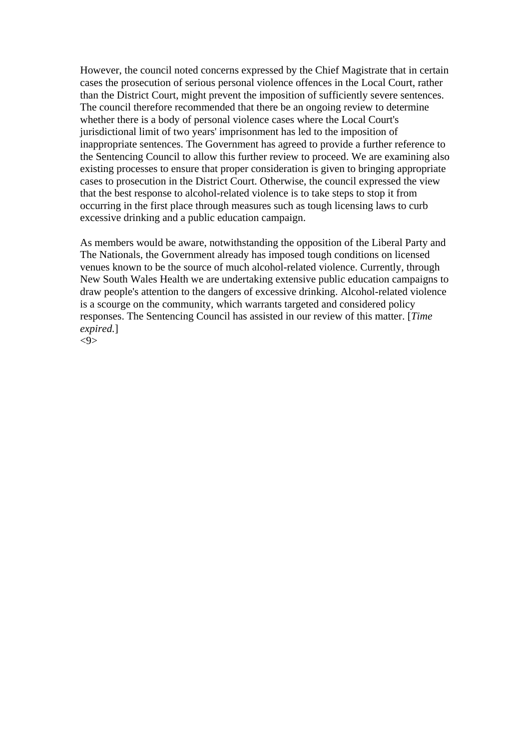However, the council noted concerns expressed by the Chief Magistrate that in certain cases the prosecution of serious personal violence offences in the Local Court, rather than the District Court, might prevent the imposition of sufficiently severe sentences. The council therefore recommended that there be an ongoing review to determine whether there is a body of personal violence cases where the Local Court's jurisdictional limit of two years' imprisonment has led to the imposition of inappropriate sentences. The Government has agreed to provide a further reference to the Sentencing Council to allow this further review to proceed. We are examining also existing processes to ensure that proper consideration is given to bringing appropriate cases to prosecution in the District Court. Otherwise, the council expressed the view that the best response to alcohol-related violence is to take steps to stop it from occurring in the first place through measures such as tough licensing laws to curb excessive drinking and a public education campaign.

As members would be aware, notwithstanding the opposition of the Liberal Party and The Nationals, the Government already has imposed tough conditions on licensed venues known to be the source of much alcohol-related violence. Currently, through New South Wales Health we are undertaking extensive public education campaigns to draw people's attention to the dangers of excessive drinking. Alcohol-related violence is a scourge on the community, which warrants targeted and considered policy responses. The Sentencing Council has assisted in our review of this matter. [*Time expired.*]